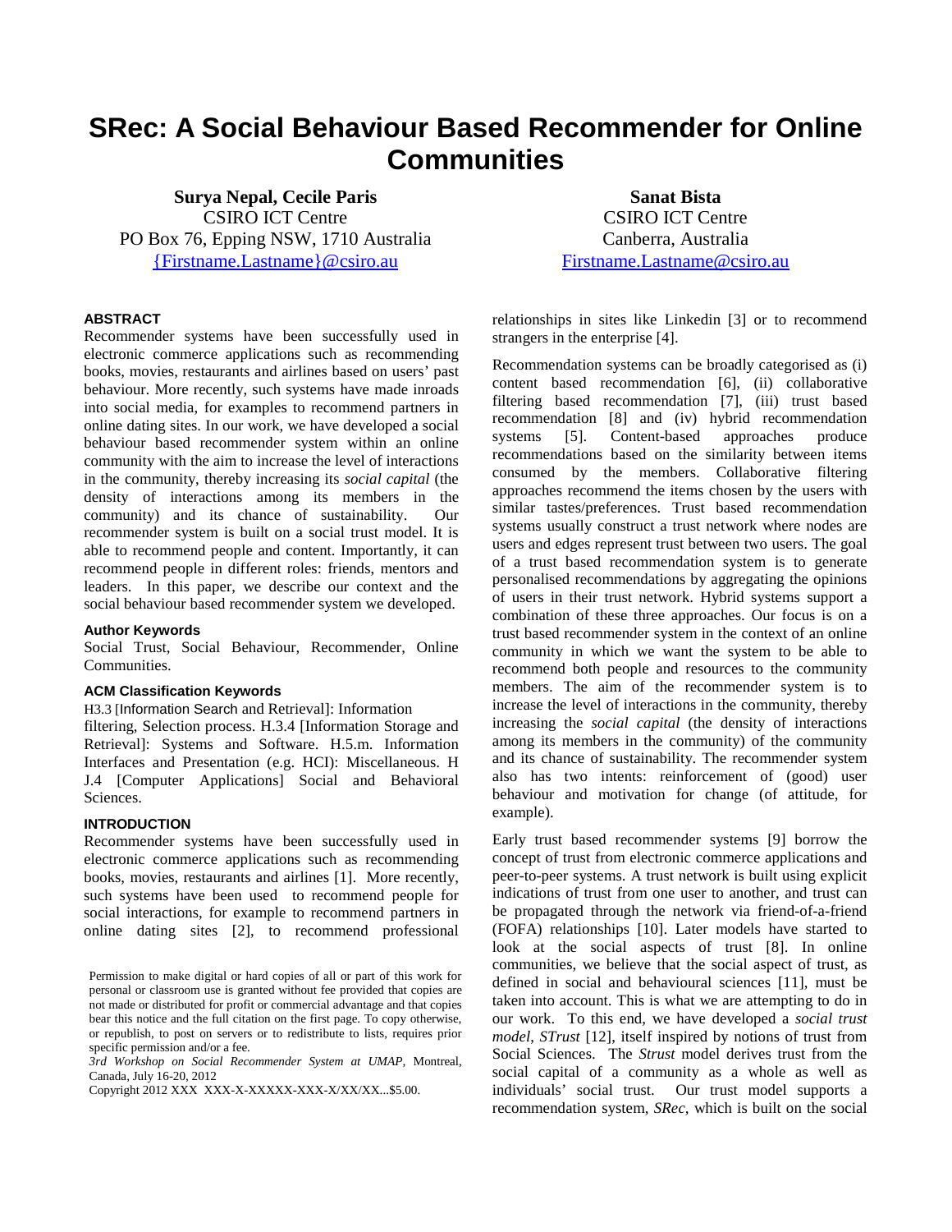# SRec: A Social Behaviour Based Recommender for Online Communities

**Surya Nepal, Cecile Paris**
CSIRO ICT Centre
PO Box 76, Epping NSW, 1710 Australia
{Firstname.Lastname}@csiro.au

**Sanat Bista**
CSIRO ICT Centre
Canberra, Australia
Firstname.Lastname@csiro.au

### ABSTRACT

Recommender systems have been successfully used in electronic commerce applications such as recommending books, movies, restaurants and airlines based on users' past behaviour. More recently, such systems have made inroads into social media, for examples to recommend partners in online dating sites. In our work, we have developed a social behaviour based recommender system within an online community with the aim to increase the level of interactions in the community, thereby increasing its *social capital* (the density of interactions among its members in the community) and its chance of sustainability. Our recommender system is built on a social trust model. It is able to recommend people and content. Importantly, it can recommend people in different roles: friends, mentors and leaders. In this paper, we describe our context and the social behaviour based recommender system we developed.

### Author Keywords

Social Trust, Social Behaviour, Recommender, Online Communities.

### ACM Classification Keywords

H3.3 [Information Search and Retrieval]: Information filtering, Selection process. H.3.4 [Information Storage and Retrieval]: Systems and Software. H.5.m. Information Interfaces and Presentation (e.g. HCI): Miscellaneous. H J.4 [Computer Applications] Social and Behavioral Sciences.

### INTRODUCTION

Recommender systems have been successfully used in electronic commerce applications such as recommending books, movies, restaurants and airlines [1]. More recently, such systems have been used to recommend people for social interactions, for example to recommend partners in online dating sites [2], to recommend professional relationships in sites like Linkedin [3] or to recommend strangers in the enterprise [4].

Recommendation systems can be broadly categorised as (i) content based recommendation [6], (ii) collaborative filtering based recommendation [7], (iii) trust based recommendation [8] and (iv) hybrid recommendation systems [5]. Content-based approaches produce recommendations based on the similarity between items consumed by the members. Collaborative filtering approaches recommend the items chosen by the users with similar tastes/preferences. Trust based recommendation systems usually construct a trust network where nodes are users and edges represent trust between two users. The goal of a trust based recommendation system is to generate personalised recommendations by aggregating the opinions of users in their trust network. Hybrid systems support a combination of these three approaches. Our focus is on a trust based recommender system in the context of an online community in which we want the system to be able to recommend both people and resources to the community members. The aim of the recommender system is to increase the level of interactions in the community, thereby increasing the *social capital* (the density of interactions among its members in the community) of the community and its chance of sustainability. The recommender system also has two intents: reinforcement of (good) user behaviour and motivation for change (of attitude, for example).

Early trust based recommender systems [9] borrow the concept of trust from electronic commerce applications and peer-to-peer systems. A trust network is built using explicit indications of trust from one user to another, and trust can be propagated through the network via friend-of-a-friend (FOFA) relationships [10]. Later models have started to look at the social aspects of trust [8]. In online communities, we believe that the social aspect of trust, as defined in social and behavioural sciences [11], must be taken into account. This is what we are attempting to do in our work. To this end, we have developed a *social trust model*, *STrust* [12], itself inspired by notions of trust from Social Sciences. The *Strust* model derives trust from the social capital of a community as a whole as well as individuals' social trust. Our trust model supports a recommendation system, *SRec*, which is built on the social

Permission to make digital or hard copies of all or part of this work for personal or classroom use is granted without fee provided that copies are not made or distributed for profit or commercial advantage and that copies bear this notice and the full citation on the first page. To copy otherwise, or republish, to post on servers or to redistribute to lists, requires prior specific permission and/or a fee.
*3rd Workshop on Social Recommender System at UMAP*, Montreal, Canada, July 16-20, 2012
Copyright 2012 XXX XXX-X-XXXXX-XXX-X/XX/XX...$5.00.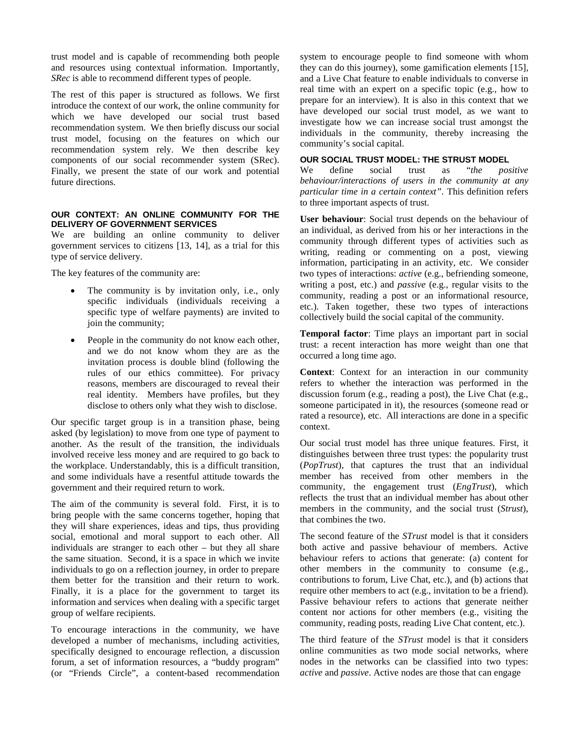trust model and is capable of recommending both people and resources using contextual information. Importantly, *SRec* is able to recommend different types of people.

The rest of this paper is structured as follows. We first introduce the context of our work, the online community for which we have developed our social trust based recommendation system. We then briefly discuss our social trust model, focusing on the features on which our recommendation system rely. We then describe key components of our social recommender system (SRec). Finally, we present the state of our work and potential future directions.

## OUR CONTEXT: AN ONLINE COMMUNITY FOR THE DELIVERY OF GOVERNMENT SERVICES

We are building an online community to deliver government services to citizens [13, 14], as a trial for this type of service delivery.

The key features of the community are:

- The community is by invitation only, i.e., only specific individuals (individuals receiving a specific type of welfare payments) are invited to join the community;
- People in the community do not know each other, and we do not know whom they are as the invitation process is double blind (following the rules of our ethics committee). For privacy reasons, members are discouraged to reveal their real identity. Members have profiles, but they disclose to others only what they wish to disclose.

Our specific target group is in a transition phase, being asked (by legislation) to move from one type of payment to another. As the result of the transition, the individuals involved receive less money and are required to go back to the workplace. Understandably, this is a difficult transition, and some individuals have a resentful attitude towards the government and their required return to work.

The aim of the community is several fold. First, it is to bring people with the same concerns together, hoping that they will share experiences, ideas and tips, thus providing social, emotional and moral support to each other. All individuals are stranger to each other – but they all share the same situation. Second, it is a space in which we invite individuals to go on a reflection journey, in order to prepare them better for the transition and their return to work. Finally, it is a place for the government to target its information and services when dealing with a specific target group of welfare recipients.

To encourage interactions in the community, we have developed a number of mechanisms, including activities, specifically designed to encourage reflection, a discussion forum, a set of information resources, a "buddy program" (or "Friends Circle", a content-based recommendation system to encourage people to find someone with whom they can do this journey), some gamification elements [15], and a Live Chat feature to enable individuals to converse in real time with an expert on a specific topic (e.g., how to prepare for an interview). It is also in this context that we have developed our social trust model, as we want to investigate how we can increase social trust amongst the individuals in the community, thereby increasing the community's social capital.

## OUR SOCIAL TRUST MODEL: THE STRUST MODEL

We define social trust as "*the positive behaviour/interactions of users in the community at any particular time in a certain context*". This definition refers to three important aspects of trust.

**User behaviour**: Social trust depends on the behaviour of an individual, as derived from his or her interactions in the community through different types of activities such as writing, reading or commenting on a post, viewing information, participating in an activity, etc. We consider two types of interactions: *active* (e.g., befriending someone, writing a post, etc.) and *passive* (e.g., regular visits to the community, reading a post or an informational resource, etc.). Taken together, these two types of interactions collectively build the social capital of the community.

**Temporal factor**: Time plays an important part in social trust: a recent interaction has more weight than one that occurred a long time ago.

**Context**: Context for an interaction in our community refers to whether the interaction was performed in the discussion forum (e.g., reading a post), the Live Chat (e.g., someone participated in it), the resources (someone read or rated a resource), etc. All interactions are done in a specific context.

Our social trust model has three unique features. First, it distinguishes between three trust types: the popularity trust (*PopTrust*), that captures the trust that an individual member has received from other members in the community, the engagement trust (*EngTrust*), which reflects the trust that an individual member has about other members in the community, and the social trust (*Strust*), that combines the two.

The second feature of the *STrust* model is that it considers both active and passive behaviour of members. Active behaviour refers to actions that generate: (a) content for other members in the community to consume (e.g., contributions to forum, Live Chat, etc.), and (b) actions that require other members to act (e.g., invitation to be a friend). Passive behaviour refers to actions that generate neither content nor actions for other members (e.g., visiting the community, reading posts, reading Live Chat content, etc.).

The third feature of the *STrust* model is that it considers online communities as two mode social networks, where nodes in the networks can be classified into two types: *active* and *passive*. Active nodes are those that can engage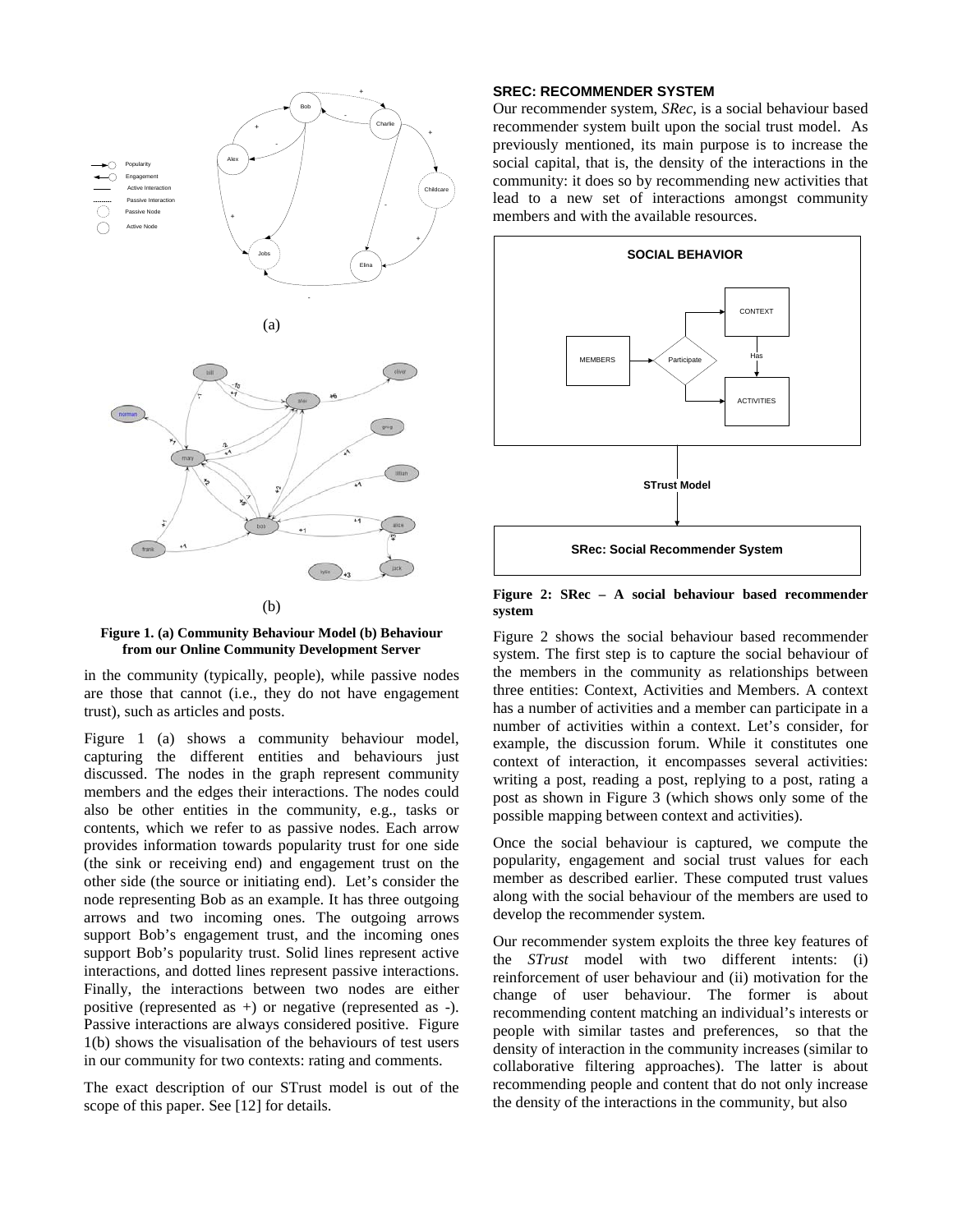(a)

(b)

**Figure 1. (a) Community Behaviour Model (b) Behaviour from our Online Community Development Server**

in the community (typically, people), while passive nodes are those that cannot (i.e., they do not have engagement trust), such as articles and posts.

Figure 1 (a) shows a community behaviour model, capturing the different entities and behaviours just discussed. The nodes in the graph represent community members and the edges their interactions. The nodes could also be other entities in the community, e.g., tasks or contents, which we refer to as passive nodes. Each arrow provides information towards popularity trust for one side (the sink or receiving end) and engagement trust on the other side (the source or initiating end). Let's consider the node representing Bob as an example. It has three outgoing arrows and two incoming ones. The outgoing arrows support Bob's engagement trust, and the incoming ones support Bob's popularity trust. Solid lines represent active interactions, and dotted lines represent passive interactions. Finally, the interactions between two nodes are either positive (represented as +) or negative (represented as -). Passive interactions are always considered positive. Figure 1(b) shows the visualisation of the behaviours of test users in our community for two contexts: rating and comments.

The exact description of our STrust model is out of the scope of this paper. See [12] for details.

## SREC: RECOMMENDER SYSTEM

Our recommender system, *SRec*, is a social behaviour based recommender system built upon the social trust model. As previously mentioned, its main purpose is to increase the social capital, that is, the density of the interactions in the community: it does so by recommending new activities that lead to a new set of interactions amongst community members and with the available resources.

**Figure 2: SRec – A social behaviour based recommender system**

Figure 2 shows the social behaviour based recommender system. The first step is to capture the social behaviour of the members in the community as relationships between three entities: Context, Activities and Members. A context has a number of activities and a member can participate in a number of activities within a context. Let's consider, for example, the discussion forum. While it constitutes one context of interaction, it encompasses several activities: writing a post, reading a post, replying to a post, rating a post as shown in Figure 3 (which shows only some of the possible mapping between context and activities).

Once the social behaviour is captured, we compute the popularity, engagement and social trust values for each member as described earlier. These computed trust values along with the social behaviour of the members are used to develop the recommender system.

Our recommender system exploits the three key features of the *STrust* model with two different intents: (i) reinforcement of user behaviour and (ii) motivation for the change of user behaviour. The former is about recommending content matching an individual's interests or people with similar tastes and preferences, so that the density of interaction in the community increases (similar to collaborative filtering approaches). The latter is about recommending people and content that do not only increase the density of the interactions in the community, but also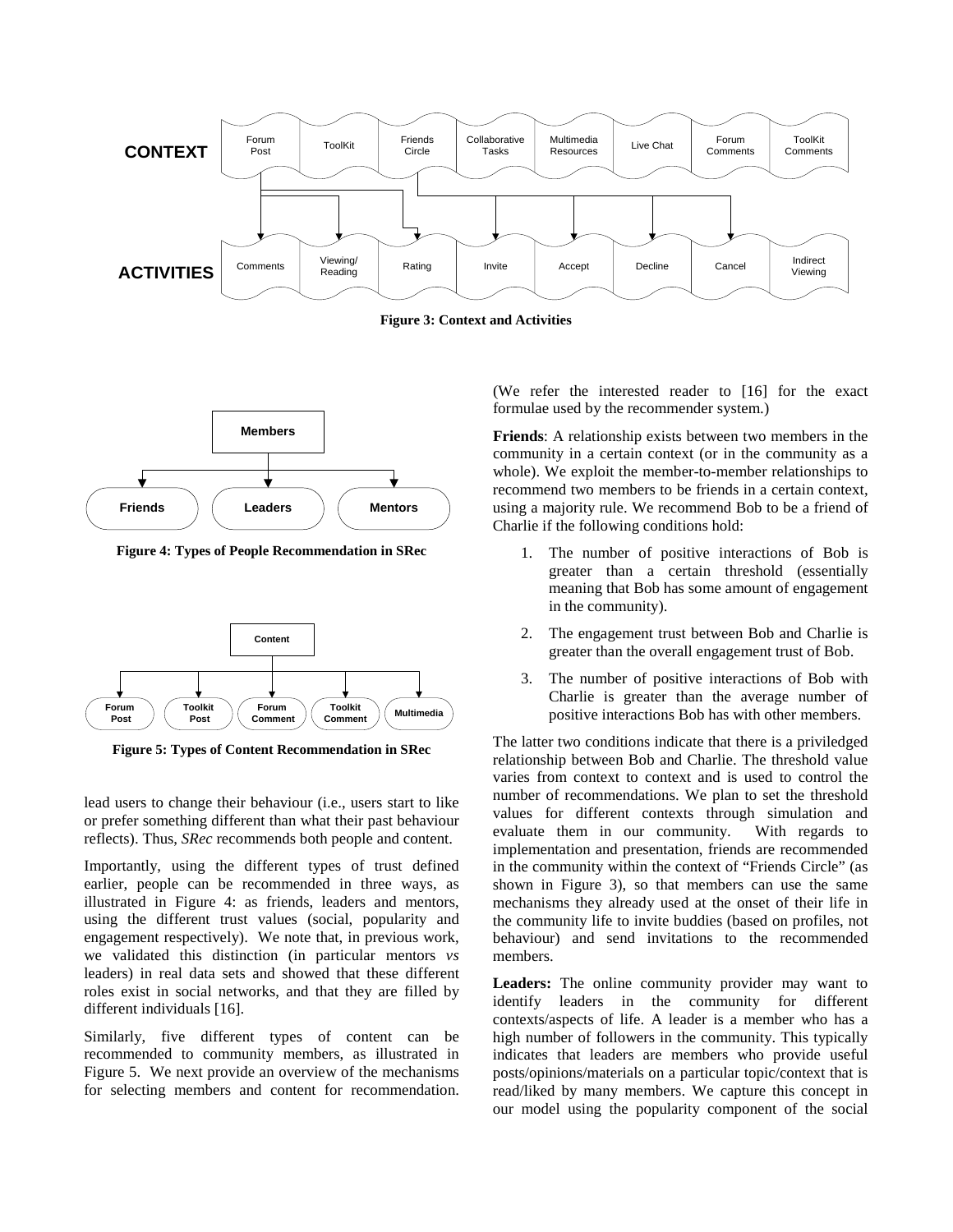**Figure 3: Context and Activities**

**Figure 4: Types of People Recommendation in SRec**

**Figure 5: Types of Content Recommendation in SRec**

lead users to change their behaviour (i.e., users start to like or prefer something different than what their past behaviour reflects). Thus, *SRec* recommends both people and content.

Importantly, using the different types of trust defined earlier, people can be recommended in three ways, as illustrated in Figure 4: as friends, leaders and mentors, using the different trust values (social, popularity and engagement respectively). We note that, in previous work, we validated this distinction (in particular mentors *vs* leaders) in real data sets and showed that these different roles exist in social networks, and that they are filled by different individuals [16].

Similarly, five different types of content can be recommended to community members, as illustrated in Figure 5. We next provide an overview of the mechanisms for selecting members and content for recommendation. (We refer the interested reader to [16] for the exact formulae used by the recommender system.)

**Friends**: A relationship exists between two members in the community in a certain context (or in the community as a whole). We exploit the member-to-member relationships to recommend two members to be friends in a certain context, using a majority rule. We recommend Bob to be a friend of Charlie if the following conditions hold:

1. The number of positive interactions of Bob is greater than a certain threshold (essentially meaning that Bob has some amount of engagement in the community).
2. The engagement trust between Bob and Charlie is greater than the overall engagement trust of Bob.
3. The number of positive interactions of Bob with Charlie is greater than the average number of positive interactions Bob has with other members.

The latter two conditions indicate that there is a priviledged relationship between Bob and Charlie. The threshold value varies from context to context and is used to control the number of recommendations. We plan to set the threshold values for different contexts through simulation and evaluate them in our community. With regards to implementation and presentation, friends are recommended in the community within the context of "Friends Circle" (as shown in Figure 3), so that members can use the same mechanisms they already used at the onset of their life in the community life to invite buddies (based on profiles, not behaviour) and send invitations to the recommended members.

**Leaders:** The online community provider may want to identify leaders in the community for different contexts/aspects of life. A leader is a member who has a high number of followers in the community. This typically indicates that leaders are members who provide useful posts/opinions/materials on a particular topic/context that is read/liked by many members. We capture this concept in our model using the popularity component of the social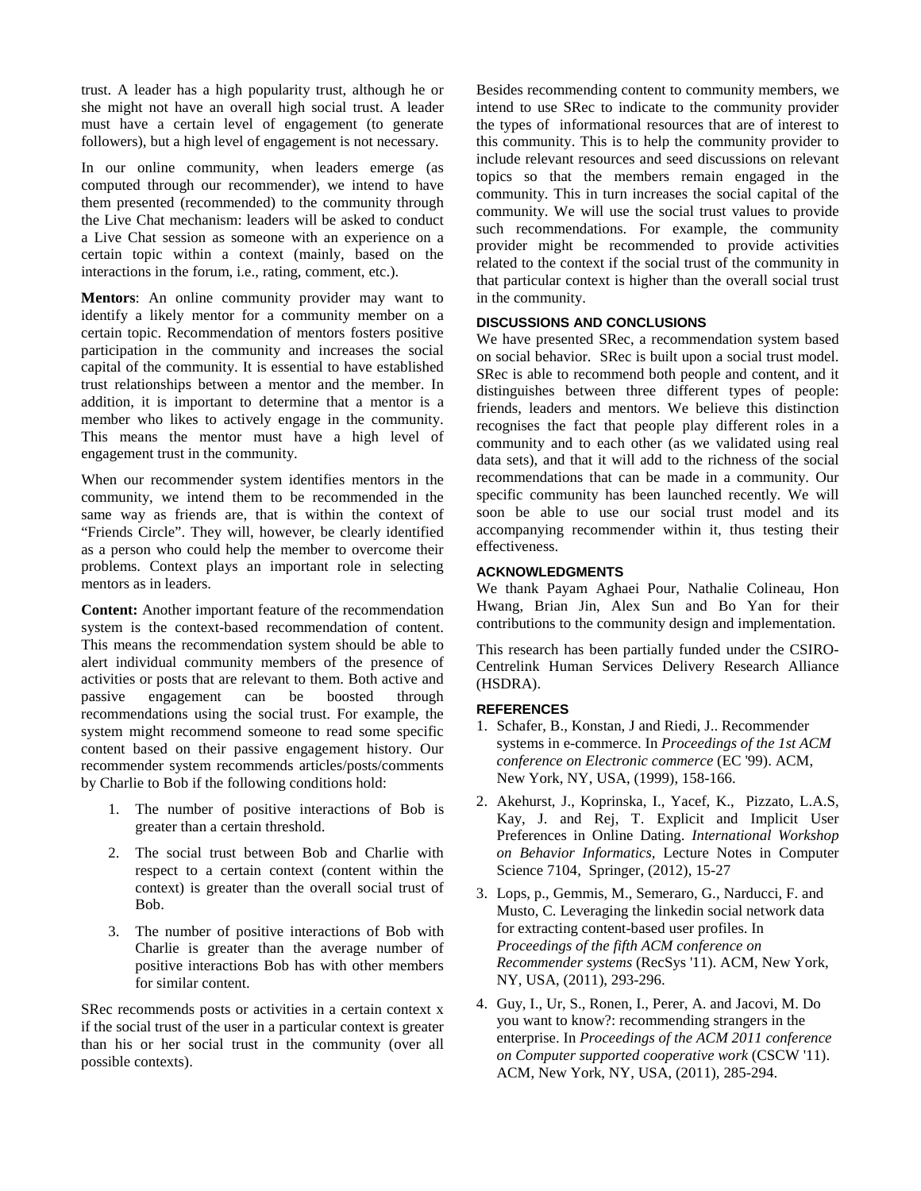trust. A leader has a high popularity trust, although he or she might not have an overall high social trust. A leader must have a certain level of engagement (to generate followers), but a high level of engagement is not necessary.

In our online community, when leaders emerge (as computed through our recommender), we intend to have them presented (recommended) to the community through the Live Chat mechanism: leaders will be asked to conduct a Live Chat session as someone with an experience on a certain topic within a context (mainly, based on the interactions in the forum, i.e., rating, comment, etc.).

**Mentors**: An online community provider may want to identify a likely mentor for a community member on a certain topic. Recommendation of mentors fosters positive participation in the community and increases the social capital of the community. It is essential to have established trust relationships between a mentor and the member. In addition, it is important to determine that a mentor is a member who likes to actively engage in the community. This means the mentor must have a high level of engagement trust in the community.

When our recommender system identifies mentors in the community, we intend them to be recommended in the same way as friends are, that is within the context of "Friends Circle". They will, however, be clearly identified as a person who could help the member to overcome their problems. Context plays an important role in selecting mentors as in leaders.

**Content:** Another important feature of the recommendation system is the context-based recommendation of content. This means the recommendation system should be able to alert individual community members of the presence of activities or posts that are relevant to them. Both active and passive engagement can be boosted through recommendations using the social trust. For example, the system might recommend someone to read some specific content based on their passive engagement history. Our recommender system recommends articles/posts/comments by Charlie to Bob if the following conditions hold:

1. The number of positive interactions of Bob is greater than a certain threshold.
2. The social trust between Bob and Charlie with respect to a certain context (content within the context) is greater than the overall social trust of Bob.
3. The number of positive interactions of Bob with Charlie is greater than the average number of positive interactions Bob has with other members for similar content.

SRec recommends posts or activities in a certain context x if the social trust of the user in a particular context is greater than his or her social trust in the community (over all possible contexts).

Besides recommending content to community members, we intend to use SRec to indicate to the community provider the types of informational resources that are of interest to this community. This is to help the community provider to include relevant resources and seed discussions on relevant topics so that the members remain engaged in the community. This in turn increases the social capital of the community. We will use the social trust values to provide such recommendations. For example, the community provider might be recommended to provide activities related to the context if the social trust of the community in that particular context is higher than the overall social trust in the community.

## DISCUSSIONS AND CONCLUSIONS

We have presented SRec, a recommendation system based on social behavior. SRec is built upon a social trust model. SRec is able to recommend both people and content, and it distinguishes between three different types of people: friends, leaders and mentors. We believe this distinction recognises the fact that people play different roles in a community and to each other (as we validated using real data sets), and that it will add to the richness of the social recommendations that can be made in a community. Our specific community has been launched recently. We will soon be able to use our social trust model and its accompanying recommender within it, thus testing their effectiveness.

## ACKNOWLEDGMENTS

We thank Payam Aghaei Pour, Nathalie Colineau, Hon Hwang, Brian Jin, Alex Sun and Bo Yan for their contributions to the community design and implementation.

This research has been partially funded under the CSIRO-Centrelink Human Services Delivery Research Alliance (HSDRA).

## REFERENCES

1. Schafer, B., Konstan, J and Riedi, J.. Recommender systems in e-commerce. In *Proceedings of the 1st ACM conference on Electronic commerce* (EC '99). ACM, New York, NY, USA, (1999), 158-166.
2. Akehurst, J., Koprinska, I., Yacef, K., Pizzato, L.A.S, Kay, J. and Rej, T. Explicit and Implicit User Preferences in Online Dating. *International Workshop on Behavior Informatics*, Lecture Notes in Computer Science 7104, Springer, (2012), 15-27
3. Lops, p., Gemmis, M., Semeraro, G., Narducci, F. and Musto, C. Leveraging the linkedin social network data for extracting content-based user profiles. In *Proceedings of the fifth ACM conference on Recommender systems* (RecSys '11). ACM, New York, NY, USA, (2011), 293-296.
4. Guy, I., Ur, S., Ronen, I., Perer, A. and Jacovi, M. Do you want to know?: recommending strangers in the enterprise. In *Proceedings of the ACM 2011 conference on Computer supported cooperative work* (CSCW '11). ACM, New York, NY, USA, (2011), 285-294.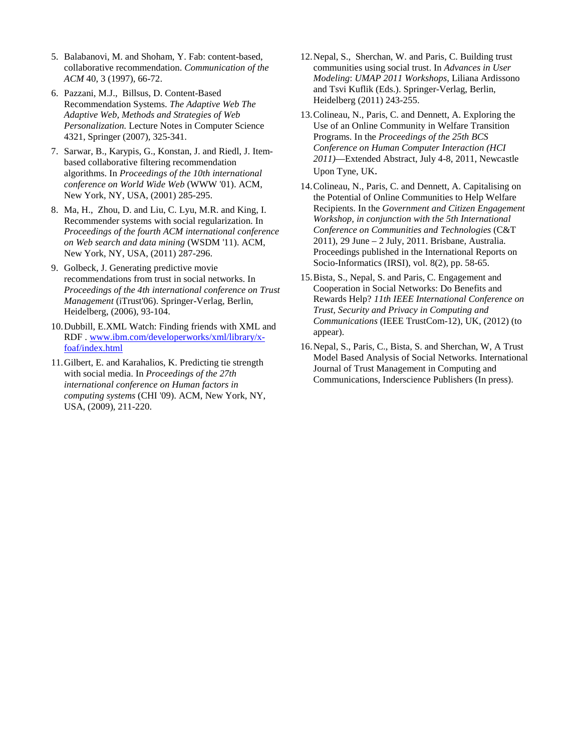5. Balabanovi, M. and Shoham, Y. Fab: content-based, collaborative recommendation. *Communication of the ACM* 40, 3 (1997), 66-72.
6. Pazzani, M.J., Billsus, D. Content-Based Recommendation Systems. *The Adaptive Web The Adaptive Web, Methods and Strategies of Web Personalization.* Lecture Notes in Computer Science 4321, Springer (2007), 325-341.
7. Sarwar, B., Karypis, G., Konstan, J. and Riedl, J. Item-based collaborative filtering recommendation algorithms. In *Proceedings of the 10th international conference on World Wide Web* (WWW '01). ACM, New York, NY, USA, (2001) 285-295.
8. Ma, H., Zhou, D. and Liu, C. Lyu, M.R. and King, I. Recommender systems with social regularization. In *Proceedings of the fourth ACM international conference on Web search and data mining* (WSDM '11). ACM, New York, NY, USA, (2011) 287-296.
9. Golbeck, J. Generating predictive movie recommendations from trust in social networks. In *Proceedings of the 4th international conference on Trust Management* (iTrust'06). Springer-Verlag, Berlin, Heidelberg, (2006), 93-104.
10. Dubbill, E.XML Watch: Finding friends with XML and RDF . www.ibm.com/developerworks/xml/library/x-foaf/index.html
11. Gilbert, E. and Karahalios, K. Predicting tie strength with social media. In *Proceedings of the 27th international conference on Human factors in computing systems* (CHI '09). ACM, New York, NY, USA, (2009), 211-220.
12. Nepal, S., Sherchan, W. and Paris, C. Building trust communities using social trust. In *Advances in User Modeling*: *UMAP 2011 Workshops*, Liliana Ardissono and Tsvi Kuflik (Eds.). Springer-Verlag, Berlin, Heidelberg (2011) 243-255.
13. Colineau, N., Paris, C. and Dennett, A. Exploring the Use of an Online Community in Welfare Transition Programs. In the *Proceedings of the 25th BCS Conference on Human Computer Interaction (HCI 2011)*—Extended Abstract, July 4-8, 2011, Newcastle Upon Tyne, UK.
14. Colineau, N., Paris, C. and Dennett, A. Capitalising on the Potential of Online Communities to Help Welfare Recipients. In the *Government and Citizen Engagement Workshop, in conjunction with the 5th International Conference on Communities and Technologies* (C&T 2011), 29 June – 2 July, 2011. Brisbane, Australia. Proceedings published in the International Reports on Socio-Informatics (IRSI), vol. 8(2), pp. 58-65.
15. Bista, S., Nepal, S. and Paris, C. Engagement and Cooperation in Social Networks: Do Benefits and Rewards Help? *11th IEEE International Conference on Trust, Security and Privacy in Computing and Communications* (IEEE TrustCom-12), UK, (2012) (to appear).
16. Nepal, S., Paris, C., Bista, S. and Sherchan, W, A Trust Model Based Analysis of Social Networks. International Journal of Trust Management in Computing and Communications, Inderscience Publishers (In press).